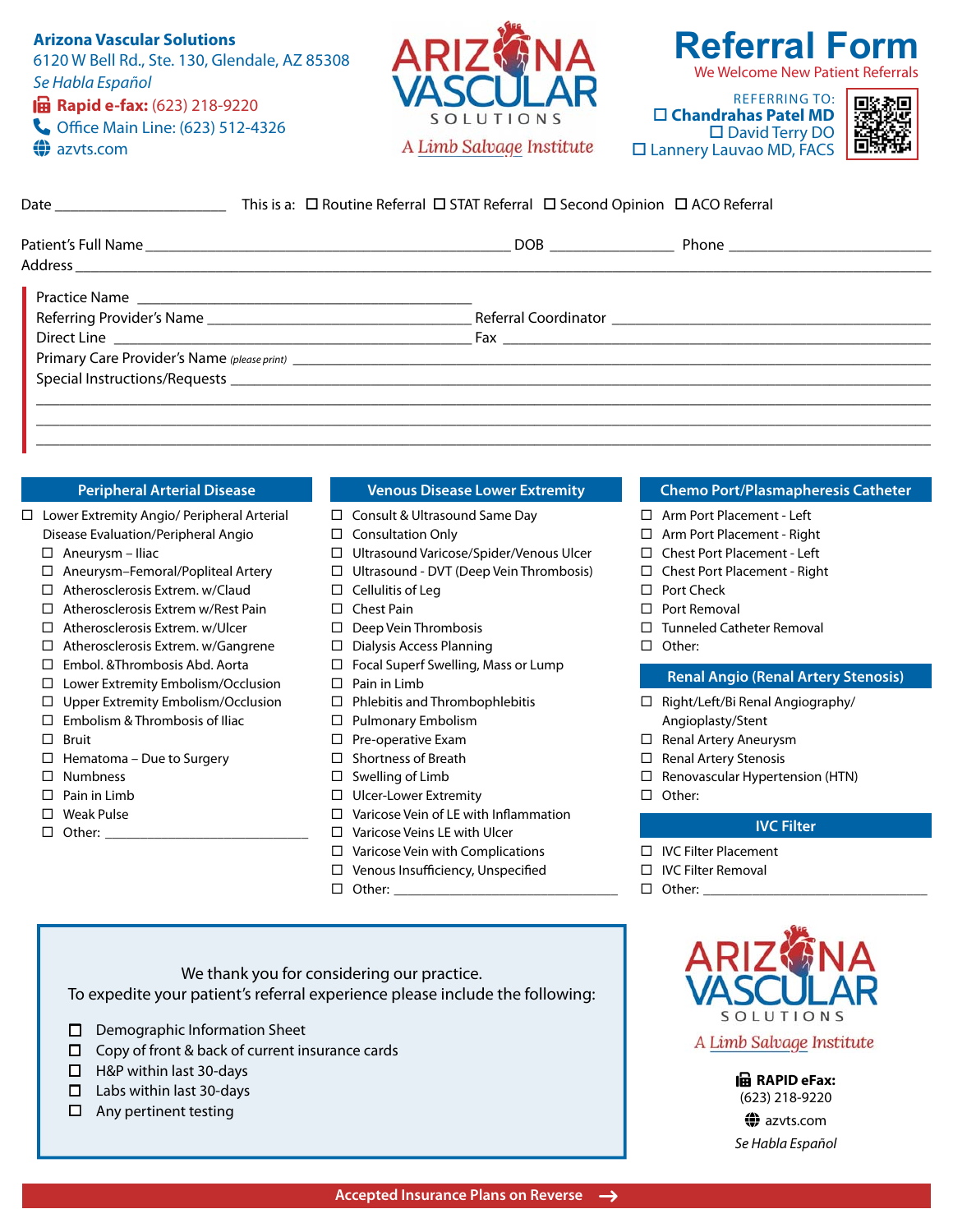**Arizona Vascular Solutions**
6120 W Bell Rd., Ste. 130, Glendale, AZ 85308
*Se Habla Español*
**Rapid e-fax:** (623) 218-9220
Office Main Line: (623) 512-4326
azvts.com

ARIZONA VASCULAR SOLUTIONS
*A Limb Salvage Institute*

# Referral Form

We Welcome New Patient Referrals

REFERRING TO:
☐ **Chandrahas Patel MD**
☐ David Terry DO
☐ Lannery Lauvao MD, FACS

Date ____________________ This is a: ☐ Routine Referral ☐ STAT Referral ☐ Second Opinion ☐ ACO Referral

Patient's Full Name ________________________________________ DOB ______________ Phone ______________________
Address ________________________________________________________________________________________

Practice Name ________________________________________
Referring Provider's Name ______________________________ Referral Coordinator ______________________________
Direct Line ________________________________________ Fax ________________________________________
Primary Care Provider's Name *(please print)* ________________________________________________________________
Special Instructions/Requests ____________________________________________________________________
________________________________________________________________________________________
________________________________________________________________________________________
________________________________________________________________________________________

## Peripheral Arterial Disease

- ☐ Lower Extremity Angio/ Peripheral Arterial Disease Evaluation/Peripheral Angio
  - ☐ Aneurysm – Iliac
  - ☐ Aneurysm–Femoral/Popliteal Artery
  - ☐ Atherosclerosis Extrem. w/Claud
  - ☐ Atherosclerosis Extrem w/Rest Pain
  - ☐ Atherosclerosis Extrem. w/Ulcer
  - ☐ Atherosclerosis Extrem. w/Gangrene
  - ☐ Embol. &Thrombosis Abd. Aorta
  - ☐ Lower Extremity Embolism/Occlusion
  - ☐ Upper Extremity Embolism/Occlusion
  - ☐ Embolism & Thrombosis of Iliac
  - ☐ Bruit
  - ☐ Hematoma – Due to Surgery
  - ☐ Numbness
  - ☐ Pain in Limb
  - ☐ Weak Pulse
  - ☐ Other: ____________________

## Venous Disease Lower Extremity

- ☐ Consult & Ultrasound Same Day
- ☐ Consultation Only
- ☐ Ultrasound Varicose/Spider/Venous Ulcer
- ☐ Ultrasound - DVT (Deep Vein Thrombosis)
- ☐ Cellulitis of Leg
- ☐ Chest Pain
- ☐ Deep Vein Thrombosis
- ☐ Dialysis Access Planning
- ☐ Focal Superf Swelling, Mass or Lump
- ☐ Pain in Limb
- ☐ Phlebitis and Thrombophlebitis
- ☐ Pulmonary Embolism
- ☐ Pre-operative Exam
- ☐ Shortness of Breath
- ☐ Swelling of Limb
- ☐ Ulcer-Lower Extremity
- ☐ Varicose Vein of LE with Inflammation
- ☐ Varicose Veins LE with Ulcer
- ☐ Varicose Vein with Complications
- ☐ Venous Insufficiency, Unspecified
- ☐ Other: ____________________

## Chemo Port/Plasmapheresis Catheter

- ☐ Arm Port Placement - Left
- ☐ Arm Port Placement - Right
- ☐ Chest Port Placement - Left
- ☐ Chest Port Placement - Right
- ☐ Port Check
- ☐ Port Removal
- ☐ Tunneled Catheter Removal
- ☐ Other:

## Renal Angio (Renal Artery Stenosis)

- ☐ Right/Left/Bi Renal Angiography/ Angioplasty/Stent
- ☐ Renal Artery Aneurysm
- ☐ Renal Artery Stenosis
- ☐ Renovascular Hypertension (HTN)
- ☐ Other:

## IVC Filter

- ☐ IVC Filter Placement
- ☐ IVC Filter Removal
- ☐ Other: ____________________

We thank you for considering our practice.
To expedite your patient's referral experience please include the following:

- ☐ Demographic Information Sheet
- ☐ Copy of front & back of current insurance cards
- ☐ H&P within last 30-days
- ☐ Labs within last 30-days
- ☐ Any pertinent testing

ARIZONA VASCULAR SOLUTIONS
*A Limb Salvage Institute*

**RAPID eFax:**
(623) 218-9220
azvts.com
*Se Habla Español*

**Accepted Insurance Plans on Reverse →**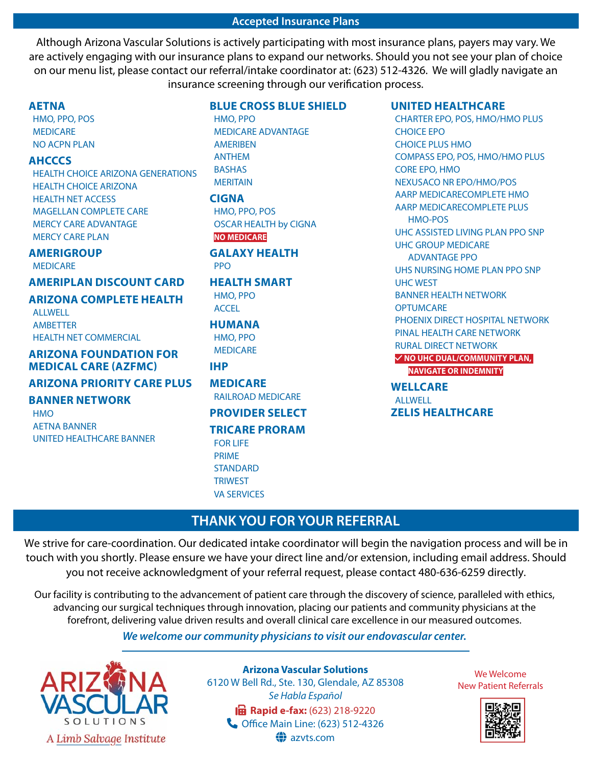## Accepted Insurance Plans

Although Arizona Vascular Solutions is actively participating with most insurance plans, payers may vary. We are actively engaging with our insurance plans to expand our networks. Should you not see your plan of choice on our menu list, please contact our referral/intake coordinator at: (623) 512-4326. We will gladly navigate an insurance screening through our verification process.

### AETNA
- HMO, PPO, POS
- MEDICARE
- NO ACPN PLAN

### AHCCCS
- HEALTH CHOICE ARIZONA GENERATIONS
- HEALTH CHOICE ARIZONA
- HEALTH NET ACCESS
- MAGELLAN COMPLETE CARE
- MERCY CARE ADVANTAGE
- MERCY CARE PLAN

### AMERIGROUP
- MEDICARE

### AMERIPLAN DISCOUNT CARD

### ARIZONA COMPLETE HEALTH
- ALLWELL
- AMBETTER
- HEALTH NET COMMERCIAL

### ARIZONA FOUNDATION FOR MEDICAL CARE (AZFMC)

### ARIZONA PRIORITY CARE PLUS

### BANNER NETWORK
- HMO
- AETNA BANNER
- UNITED HEALTHCARE BANNER

### BLUE CROSS BLUE SHIELD
- HMO, PPO
- MEDICARE ADVANTAGE
- AMERIBEN
- ANTHEM
- BASHAS
- MERITAIN

### CIGNA
- HMO, PPO, POS
- OSCAR HEALTH by CIGNA
- **NO MEDICARE**

### GALAXY HEALTH
- PPO

### HEALTH SMART
- HMO, PPO
- ACCEL

### HUMANA
- HMO, PPO
- MEDICARE

### IHP

### MEDICARE
- RAILROAD MEDICARE

### PROVIDER SELECT

### TRICARE PRORAM
- FOR LIFE
- PRIME
- STANDARD
- TRIWEST
- VA SERVICES

### UNITED HEALTHCARE
- CHARTER EPO, POS, HMO/HMO PLUS
- CHOICE EPO
- CHOICE PLUS HMO
- COMPASS EPO, POS, HMO/HMO PLUS
- CORE EPO, HMO
- NEXUSACO NR EPO/HMO/POS
- AARP MEDICARECOMPLETE HMO
- AARP MEDICARECOMPLETE PLUS HMO-POS
- UHC ASSISTED LIVING PLAN PPO SNP
- UHC GROUP MEDICARE ADVANTAGE PPO
- UHS NURSING HOME PLAN PPO SNP
- UHC WEST
- BANNER HEALTH NETWORK
- OPTUMCARE
- PHOENIX DIRECT HOSPITAL NETWORK
- PINAL HEALTH CARE NETWORK
- RURAL DIRECT NETWORK
- **✓ NO UHC DUAL/COMMUNITY PLAN, NAVIGATE OR INDEMNITY**

### WELLCARE
- ALLWELL

### ZELIS HEALTHCARE

## THANK YOU FOR YOUR REFERRAL

We strive for care-coordination. Our dedicated intake coordinator will begin the navigation process and will be in touch with you shortly. Please ensure we have your direct line and/or extension, including email address. Should you not receive acknowledgment of your referral request, please contact 480-636-6259 directly.

Our facility is contributing to the advancement of patient care through the discovery of science, paralleled with ethics, advancing our surgical techniques through innovation, placing our patients and community physicians at the forefront, delivering value driven results and overall clinical care excellence in our measured outcomes.

***We welcome our community physicians to visit our endovascular center.***

ARIZONA VASCULAR SOLUTIONS
A Limb Salvage Institute

**Arizona Vascular Solutions**
6120 W Bell Rd., Ste. 130, Glendale, AZ 85308
*Se Habla Español*
**Rapid e-fax:** (623) 218-9220
Office Main Line: (623) 512-4326
azvts.com

We Welcome New Patient Referrals